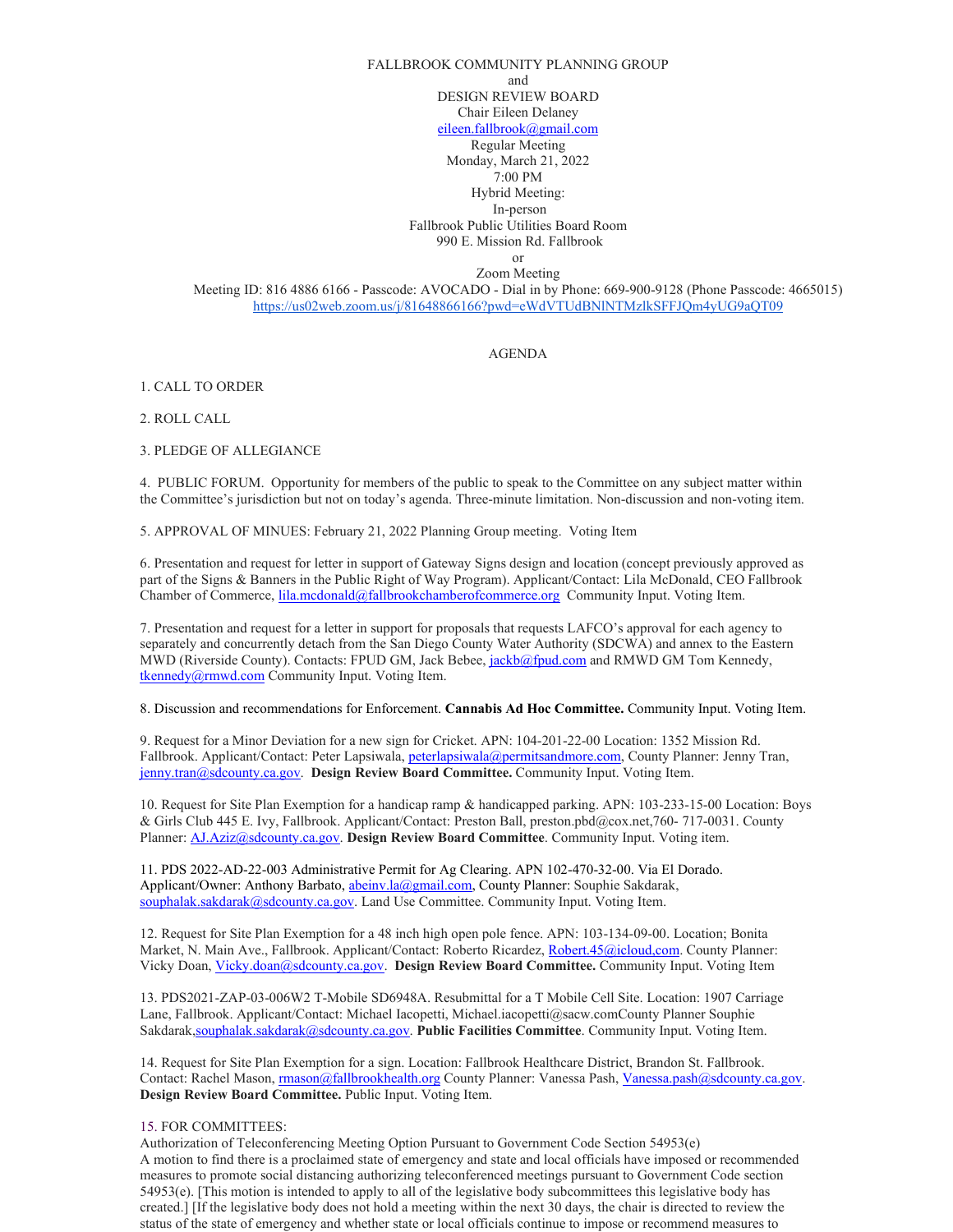FALLBROOK COMMUNITY PLANNING GROUP
and
DESIGN REVIEW BOARD
Chair Eileen Delaney
eileen.fallbrook@gmail.com
Regular Meeting
Monday, March 21, 2022
7:00 PM
Hybrid Meeting:
In-person
Fallbrook Public Utilities Board Room
990 E. Mission Rd. Fallbrook
or
Zoom Meeting
Meeting ID: 816 4886 6166 - Passcode: AVOCADO - Dial in by Phone: 669-900-9128 (Phone Passcode: 4665015)
https://us02web.zoom.us/j/81648866166?pwd=eWdVTUdBNlNTMzlkSFFJQm4yUG9aQT09

AGENDA

1. CALL TO ORDER

2. ROLL CALL

3. PLEDGE OF ALLEGIANCE

4. PUBLIC FORUM. Opportunity for members of the public to speak to the Committee on any subject matter within the Committee's jurisdiction but not on today's agenda. Three-minute limitation. Non-discussion and non-voting item.

5. APPROVAL OF MINUES: February 21, 2022 Planning Group meeting. Voting Item

6. Presentation and request for letter in support of Gateway Signs design and location (concept previously approved as part of the Signs & Banners in the Public Right of Way Program). Applicant/Contact: Lila McDonald, CEO Fallbrook Chamber of Commerce, lila.mcdonald@fallbrookchamberofcommerce.org Community Input. Voting Item.

7. Presentation and request for a letter in support for proposals that requests LAFCO's approval for each agency to separately and concurrently detach from the San Diego County Water Authority (SDCWA) and annex to the Eastern MWD (Riverside County). Contacts: FPUD GM, Jack Bebee, jackb@fpud.com and RMWD GM Tom Kennedy, tkennedy@rmwd.com Community Input. Voting Item.

8. Discussion and recommendations for Enforcement. **Cannabis Ad Hoc Committee.** Community Input. Voting Item.

9. Request for a Minor Deviation for a new sign for Cricket. APN: 104-201-22-00 Location: 1352 Mission Rd. Fallbrook. Applicant/Contact: Peter Lapsiwala, peterlapsiwala@permitsandmore.com, County Planner: Jenny Tran, jenny.tran@sdcounty.ca.gov. **Design Review Board Committee.** Community Input. Voting Item.

10. Request for Site Plan Exemption for a handicap ramp & handicapped parking. APN: 103-233-15-00 Location: Boys & Girls Club 445 E. Ivy, Fallbrook. Applicant/Contact: Preston Ball, preston.pbd@cox.net,760- 717-0031. County Planner: AJ.Aziz@sdcounty.ca.gov. **Design Review Board Committee**. Community Input. Voting item.

11. PDS 2022-AD-22-003 Administrative Permit for Ag Clearing. APN 102-470-32-00. Via El Dorado. Applicant/Owner: Anthony Barbato, abeinv.la@gmail.com, County Planner: Souphie Sakdarak, souphalak.sakdarak@sdcounty.ca.gov. Land Use Committee. Community Input. Voting Item.

12. Request for Site Plan Exemption for a 48 inch high open pole fence. APN: 103-134-09-00. Location; Bonita Market, N. Main Ave., Fallbrook. Applicant/Contact: Roberto Ricardez, Robert.45@icloud,com. County Planner: Vicky Doan, Vicky.doan@sdcounty.ca.gov. **Design Review Board Committee.** Community Input. Voting Item

13. PDS2021-ZAP-03-006W2 T-Mobile SD6948A. Resubmittal for a T Mobile Cell Site. Location: 1907 Carriage Lane, Fallbrook. Applicant/Contact: Michael Iacopetti, Michael.iacopetti@sacw.comCounty Planner Souphie Sakdarak,souphalak.sakdarak@sdcounty.ca.gov. **Public Facilities Committee**. Community Input. Voting Item.

14. Request for Site Plan Exemption for a sign. Location: Fallbrook Healthcare District, Brandon St. Fallbrook. Contact: Rachel Mason, rmason@fallbrookhealth.org County Planner: Vanessa Pash, Vanessa.pash@sdcounty.ca.gov. **Design Review Board Committee.** Public Input. Voting Item.

15. FOR COMMITTEES:
Authorization of Teleconferencing Meeting Option Pursuant to Government Code Section 54953(e)
A motion to find there is a proclaimed state of emergency and state and local officials have imposed or recommended measures to promote social distancing authorizing teleconferenced meetings pursuant to Government Code section 54953(e). [This motion is intended to apply to all of the legislative body subcommittees this legislative body has created.] [If the legislative body does not hold a meeting within the next 30 days, the chair is directed to review the status of the state of emergency and whether state or local officials continue to impose or recommend measures to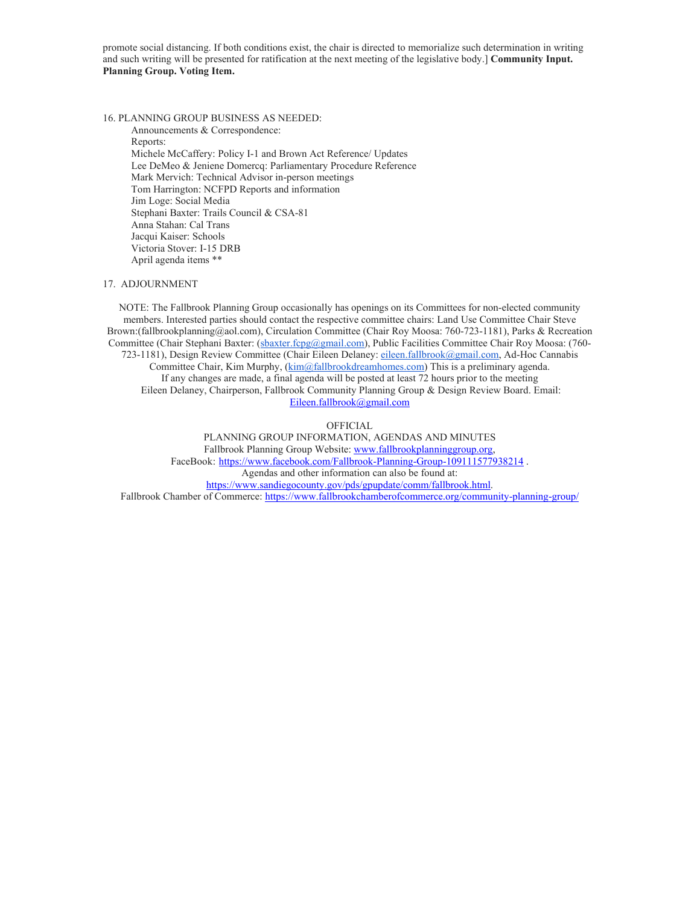promote social distancing. If both conditions exist, the chair is directed to memorialize such determination in writing and such writing will be presented for ratification at the next meeting of the legislative body.] **Community Input. Planning Group. Voting Item.**

16. PLANNING GROUP BUSINESS AS NEEDED:
    - Announcements & Correspondence:
    - Reports:
    - Michele McCaffery: Policy I-1 and Brown Act Reference/ Updates
    - Lee DeMeo & Jeniene Domercq: Parliamentary Procedure Reference
    - Mark Mervich: Technical Advisor in-person meetings
    - Tom Harrington: NCFPD Reports and information
    - Jim Loge: Social Media
    - Stephani Baxter: Trails Council & CSA-81
    - Anna Stahan: Cal Trans
    - Jacqui Kaiser: Schools
    - Victoria Stover: I-15 DRB
    - April agenda items **

17. ADJOURNMENT

NOTE: The Fallbrook Planning Group occasionally has openings on its Committees for non-elected community members. Interested parties should contact the respective committee chairs: Land Use Committee Chair Steve Brown:(fallbrookplanning@aol.com), Circulation Committee (Chair Roy Moosa: 760-723-1181), Parks & Recreation Committee (Chair Stephani Baxter: (sbaxter.fcpg@gmail.com), Public Facilities Committee Chair Roy Moosa: (760-723-1181), Design Review Committee (Chair Eileen Delaney: eileen.fallbrook@gmail.com, Ad-Hoc Cannabis Committee Chair, Kim Murphy, (kim@fallbrookdreamhomes.com) This is a preliminary agenda. If any changes are made, a final agenda will be posted at least 72 hours prior to the meeting

Eileen Delaney, Chairperson, Fallbrook Community Planning Group & Design Review Board. Email: Eileen.fallbrook@gmail.com

OFFICIAL

PLANNING GROUP INFORMATION, AGENDAS AND MINUTES

Fallbrook Planning Group Website: www.fallbrookplanninggroup.org,

FaceBook: https://www.facebook.com/Fallbrook-Planning-Group-109111577938214 .

Agendas and other information can also be found at:

https://www.sandiegocounty.gov/pds/gpupdate/comm/fallbrook.html.

Fallbrook Chamber of Commerce: https://www.fallbrookchamberofcommerce.org/community-planning-group/